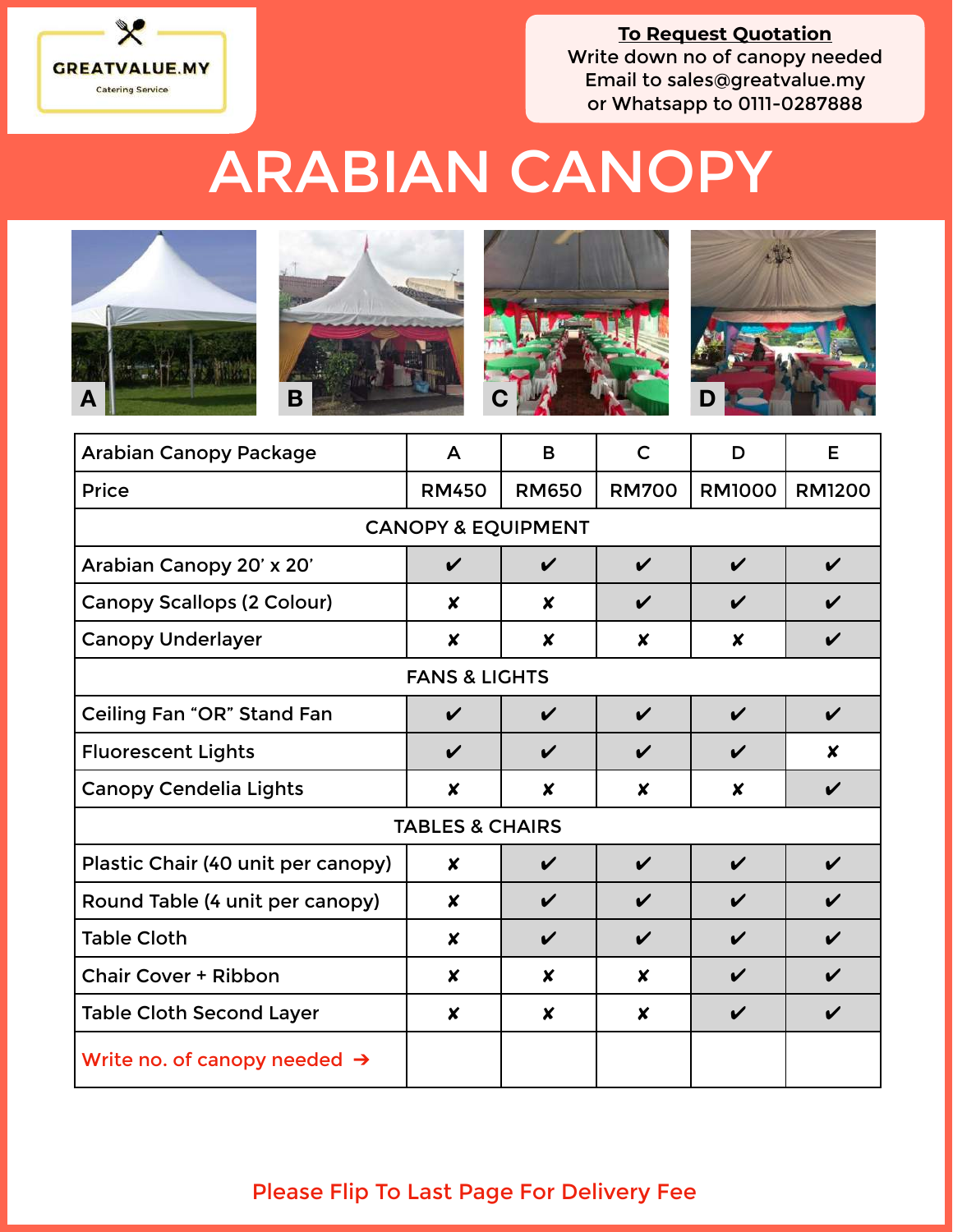GREATVALUE.MY

Catering Service

**To Request Quotation**

Write down no of canopy needed
Email to sales@greatvalue.my
or Whatsapp to 0111-0287888

# ARABIAN CANOPY

A B C D

| Arabian Canopy Package | A | B | C | D | E |
|---|---|---|---|---|---|
| Price | RM450 | RM650 | RM700 | RM1000 | RM1200 |
| **CANOPY & EQUIPMENT** | | | | | |
| Arabian Canopy 20' x 20' | ✔ | ✔ | ✔ | ✔ | ✔ |
| Canopy Scallops (2 Colour) | ✘ | ✘ | ✔ | ✔ | ✔ |
| Canopy Underlayer | ✘ | ✘ | ✘ | ✘ | ✔ |
| **FANS & LIGHTS** | | | | | |
| Ceiling Fan "OR" Stand Fan | ✔ | ✔ | ✔ | ✔ | ✔ |
| Fluorescent Lights | ✔ | ✔ | ✔ | ✔ | ✘ |
| Canopy Cendelia Lights | ✘ | ✘ | ✘ | ✘ | ✔ |
| **TABLES & CHAIRS** | | | | | |
| Plastic Chair (40 unit per canopy) | ✘ | ✔ | ✔ | ✔ | ✔ |
| Round Table (4 unit per canopy) | ✘ | ✔ | ✔ | ✔ | ✔ |
| Table Cloth | ✘ | ✔ | ✔ | ✔ | ✔ |
| Chair Cover + Ribbon | ✘ | ✘ | ✘ | ✔ | ✔ |
| Table Cloth Second Layer | ✘ | ✘ | ✘ | ✔ | ✔ |
| Write no. of canopy needed → | | | | | |

Please Flip To Last Page For Delivery Fee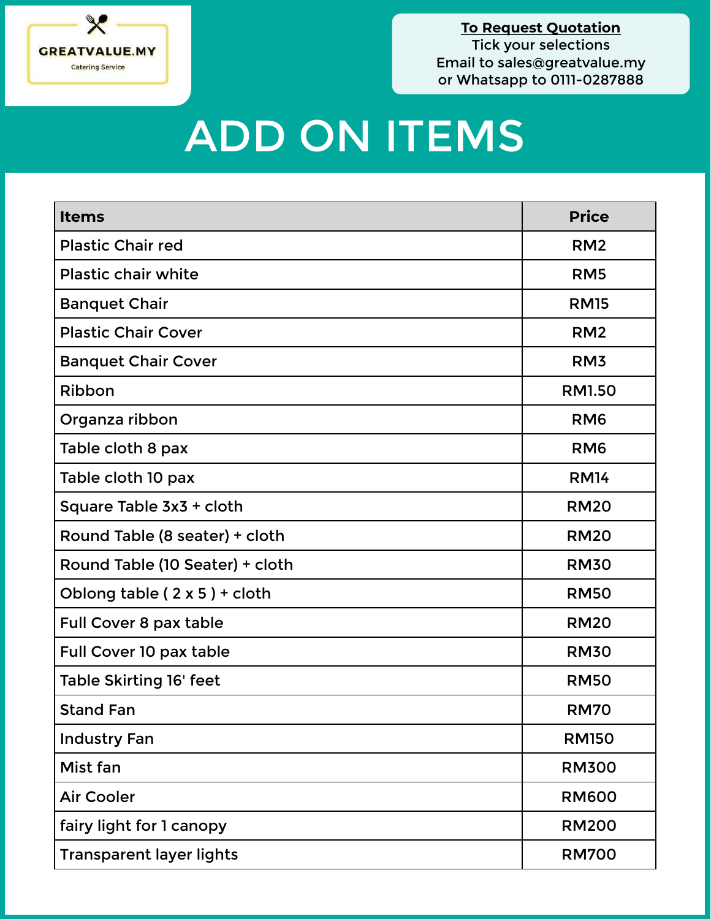GREATVALUE.MY

Catering Service

**To Request Quotation**
Tick your selections
Email to sales@greatvalue.my
or Whatsapp to 0111-0287888

# ADD ON ITEMS

| Items | Price |
|---|---|
| Plastic Chair red | RM2 |
| Plastic chair white | RM5 |
| Banquet Chair | RM15 |
| Plastic Chair Cover | RM2 |
| Banquet Chair Cover | RM3 |
| Ribbon | RM1.50 |
| Organza ribbon | RM6 |
| Table cloth 8 pax | RM6 |
| Table cloth 10 pax | RM14 |
| Square Table 3x3 + cloth | RM20 |
| Round Table (8 seater) + cloth | RM20 |
| Round Table (10 Seater) + cloth | RM30 |
| Oblong table ( 2 x 5 ) + cloth | RM50 |
| Full Cover 8 pax table | RM20 |
| Full Cover 10 pax table | RM30 |
| Table Skirting 16' feet | RM50 |
| Stand Fan | RM70 |
| Industry Fan | RM150 |
| Mist fan | RM300 |
| Air Cooler | RM600 |
| fairy light for 1 canopy | RM200 |
| Transparent layer lights | RM700 |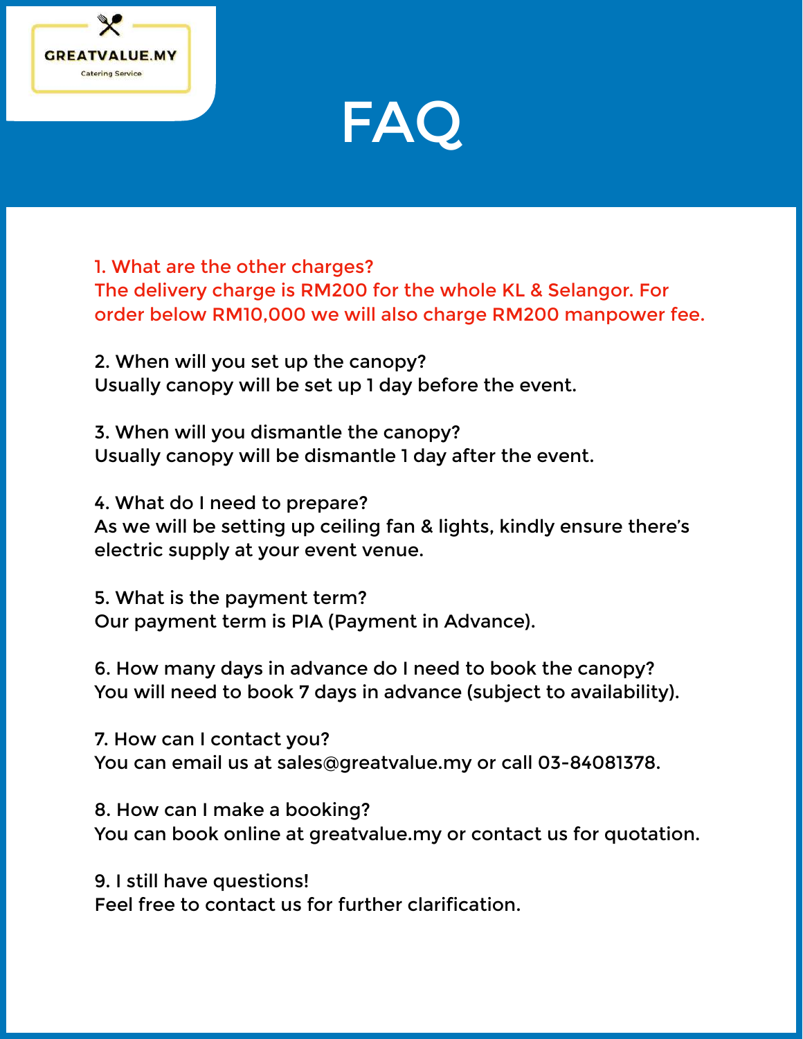GREATVALUE.MY

Catering Service

# FAQ

1. What are the other charges?
The delivery charge is RM200 for the whole KL & Selangor. For order below RM10,000 we will also charge RM200 manpower fee.

2. When will you set up the canopy?
Usually canopy will be set up 1 day before the event.

3. When will you dismantle the canopy?
Usually canopy will be dismantle 1 day after the event.

4. What do I need to prepare?
As we will be setting up ceiling fan & lights, kindly ensure there's electric supply at your event venue.

5. What is the payment term?
Our payment term is PIA (Payment in Advance).

6. How many days in advance do I need to book the canopy?
You will need to book 7 days in advance (subject to availability).

7. How can I contact you?
You can email us at sales@greatvalue.my or call 03-84081378.

8. How can I make a booking?
You can book online at greatvalue.my or contact us for quotation.

9. I still have questions!
Feel free to contact us for further clarification.